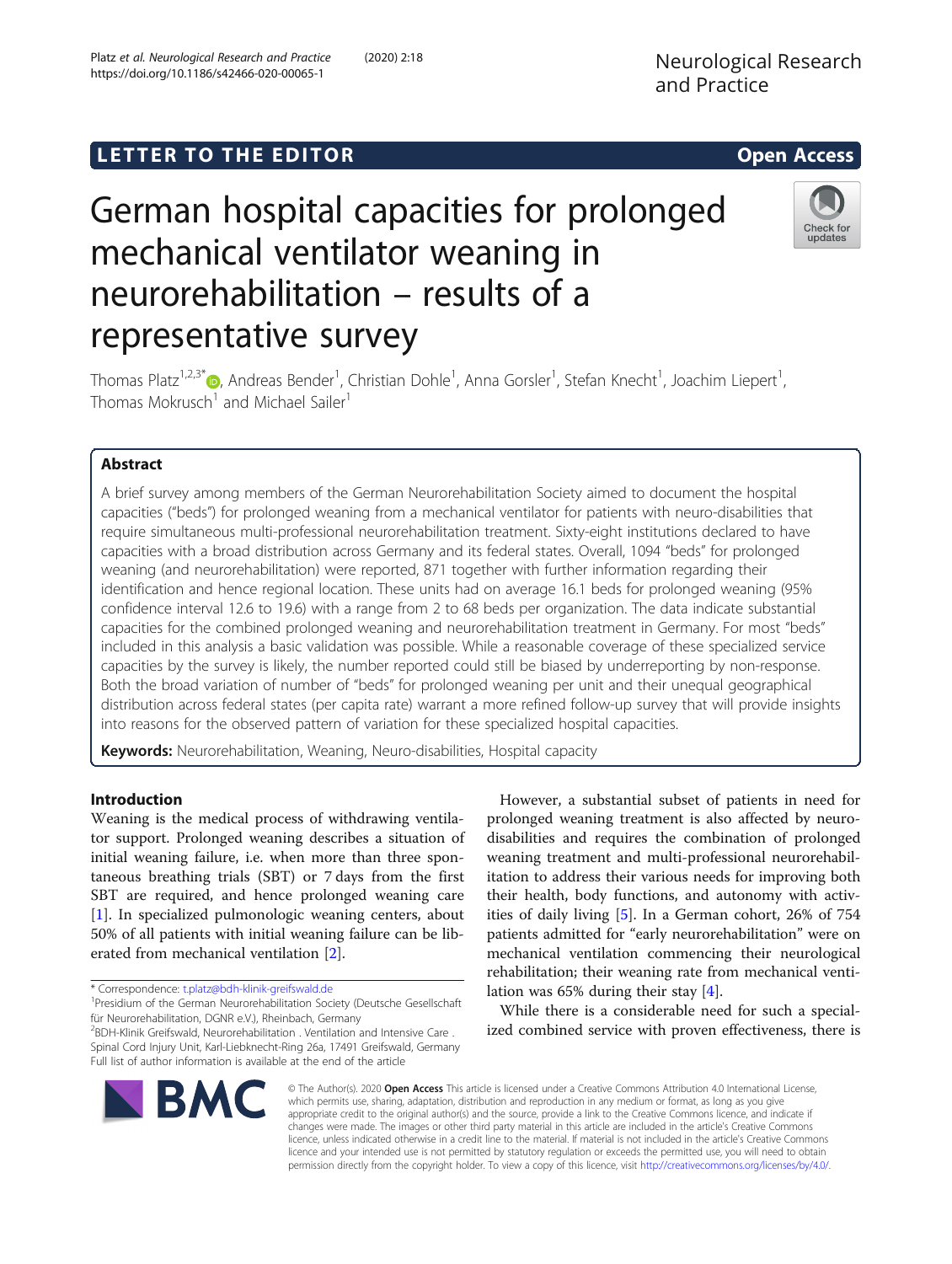LETTER TO THE EDITOR

Open Access

# German hospital capacities for prolonged mechanical ventilator weaning in neurorehabilitation – results of a representative survey

Thomas Platz[1,2,3*], Andreas Bender[1], Christian Dohle[1], Anna Gorsler[1], Stefan Knecht[1], Joachim Liepert[1], Thomas Mokrusch[1] and Michael Sailer[1]

## Abstract

A brief survey among members of the German Neurorehabilitation Society aimed to document the hospital capacities ("beds") for prolonged weaning from a mechanical ventilator for patients with neuro-disabilities that require simultaneous multi-professional neurorehabilitation treatment. Sixty-eight institutions declared to have capacities with a broad distribution across Germany and its federal states. Overall, 1094 "beds" for prolonged weaning (and neurorehabilitation) were reported, 871 together with further information regarding their identification and hence regional location. These units had on average 16.1 beds for prolonged weaning (95% confidence interval 12.6 to 19.6) with a range from 2 to 68 beds per organization. The data indicate substantial capacities for the combined prolonged weaning and neurorehabilitation treatment in Germany. For most "beds" included in this analysis a basic validation was possible. While a reasonable coverage of these specialized service capacities by the survey is likely, the number reported could still be biased by underreporting by non-response. Both the broad variation of number of "beds" for prolonged weaning per unit and their unequal geographical distribution across federal states (per capita rate) warrant a more refined follow-up survey that will provide insights into reasons for the observed pattern of variation for these specialized hospital capacities.

**Keywords:** Neurorehabilitation, Weaning, Neuro-disabilities, Hospital capacity

## Introduction

Weaning is the medical process of withdrawing ventilator support. Prolonged weaning describes a situation of initial weaning failure, i.e. when more than three spontaneous breathing trials (SBT) or 7 days from the first SBT are required, and hence prolonged weaning care [1]. In specialized pulmonologic weaning centers, about 50% of all patients with initial weaning failure can be liberated from mechanical ventilation [2].

However, a substantial subset of patients in need for prolonged weaning treatment is also affected by neuro-disabilities and requires the combination of prolonged weaning treatment and multi-professional neurorehabilitation to address their various needs for improving both their health, body functions, and autonomy with activities of daily living [5]. In a German cohort, 26% of 754 patients admitted for "early neurorehabilitation" were on mechanical ventilation commencing their neurological rehabilitation; their weaning rate from mechanical ventilation was 65% during their stay [4].

While there is a considerable need for such a specialized combined service with proven effectiveness, there is

* Correspondence: t.platz@bdh-klinik-greifswald.de
[1]Presidium of the German Neurorehabilitation Society (Deutsche Gesellschaft für Neurorehabilitation, DGNR e.V.), Rheinbach, Germany
[2]BDH-Klinik Greifswald, Neurorehabilitation . Ventilation and Intensive Care . Spinal Cord Injury Unit, Karl-Liebknecht-Ring 26a, 17491 Greifswald, Germany
Full list of author information is available at the end of the article

© The Author(s). 2020 **Open Access** This article is licensed under a Creative Commons Attribution 4.0 International License, which permits use, sharing, adaptation, distribution and reproduction in any medium or format, as long as you give appropriate credit to the original author(s) and the source, provide a link to the Creative Commons licence, and indicate if changes were made. The images or other third party material in this article are included in the article's Creative Commons licence, unless indicated otherwise in a credit line to the material. If material is not included in the article's Creative Commons licence and your intended use is not permitted by statutory regulation or exceeds the permitted use, you will need to obtain permission directly from the copyright holder. To view a copy of this licence, visit http://creativecommons.org/licenses/by/4.0/.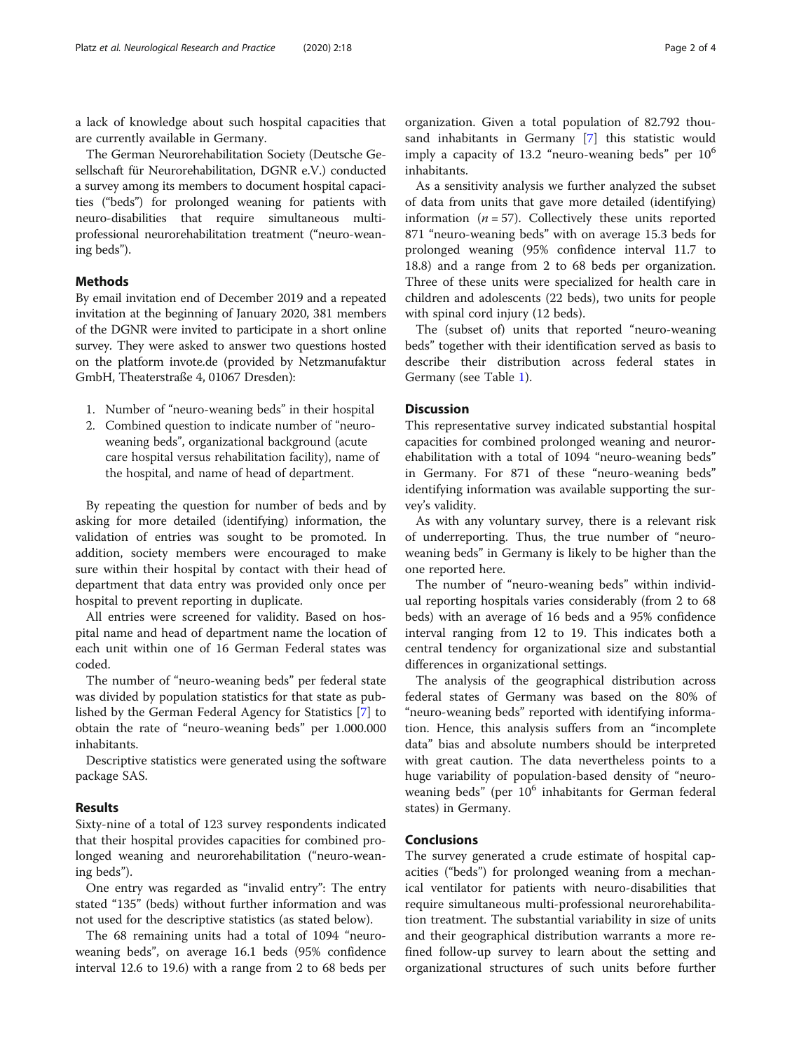a lack of knowledge about such hospital capacities that are currently available in Germany.

The German Neurorehabilitation Society (Deutsche Gesellschaft für Neurorehabilitation, DGNR e.V.) conducted a survey among its members to document hospital capacities ("beds") for prolonged weaning for patients with neuro-disabilities that require simultaneous multi-professional neurorehabilitation treatment ("neuro-weaning beds").

## Methods

By email invitation end of December 2019 and a repeated invitation at the beginning of January 2020, 381 members of the DGNR were invited to participate in a short online survey. They were asked to answer two questions hosted on the platform invote.de (provided by Netzmanufaktur GmbH, Theaterstraße 4, 01067 Dresden):

1. Number of "neuro-weaning beds" in their hospital
2. Combined question to indicate number of "neuro-weaning beds", organizational background (acute care hospital versus rehabilitation facility), name of the hospital, and name of head of department.

By repeating the question for number of beds and by asking for more detailed (identifying) information, the validation of entries was sought to be promoted. In addition, society members were encouraged to make sure within their hospital by contact with their head of department that data entry was provided only once per hospital to prevent reporting in duplicate.

All entries were screened for validity. Based on hospital name and head of department name the location of each unit within one of 16 German Federal states was coded.

The number of "neuro-weaning beds" per federal state was divided by population statistics for that state as published by the German Federal Agency for Statistics [7] to obtain the rate of "neuro-weaning beds" per 1.000.000 inhabitants.

Descriptive statistics were generated using the software package SAS.

## Results

Sixty-nine of a total of 123 survey respondents indicated that their hospital provides capacities for combined prolonged weaning and neurorehabilitation ("neuro-weaning beds").

One entry was regarded as "invalid entry": The entry stated "135" (beds) without further information and was not used for the descriptive statistics (as stated below).

The 68 remaining units had a total of 1094 "neuro-weaning beds", on average 16.1 beds (95% confidence interval 12.6 to 19.6) with a range from 2 to 68 beds per organization. Given a total population of 82.792 thousand inhabitants in Germany [7] this statistic would imply a capacity of 13.2 "neuro-weaning beds" per $10^6$ inhabitants.

As a sensitivity analysis we further analyzed the subset of data from units that gave more detailed (identifying) information ($n = 57$). Collectively these units reported 871 "neuro-weaning beds" with on average 15.3 beds for prolonged weaning (95% confidence interval 11.7 to 18.8) and a range from 2 to 68 beds per organization. Three of these units were specialized for health care in children and adolescents (22 beds), two units for people with spinal cord injury (12 beds).

The (subset of) units that reported "neuro-weaning beds" together with their identification served as basis to describe their distribution across federal states in Germany (see Table 1).

## Discussion

This representative survey indicated substantial hospital capacities for combined prolonged weaning and neurorehabilitation with a total of 1094 "neuro-weaning beds" in Germany. For 871 of these "neuro-weaning beds" identifying information was available supporting the survey's validity.

As with any voluntary survey, there is a relevant risk of underreporting. Thus, the true number of "neuro-weaning beds" in Germany is likely to be higher than the one reported here.

The number of "neuro-weaning beds" within individual reporting hospitals varies considerably (from 2 to 68 beds) with an average of 16 beds and a 95% confidence interval ranging from 12 to 19. This indicates both a central tendency for organizational size and substantial differences in organizational settings.

The analysis of the geographical distribution across federal states of Germany was based on the 80% of "neuro-weaning beds" reported with identifying information. Hence, this analysis suffers from an "incomplete data" bias and absolute numbers should be interpreted with great caution. The data nevertheless points to a huge variability of population-based density of "neuro-weaning beds" (per $10^6$ inhabitants for German federal states) in Germany.

## Conclusions

The survey generated a crude estimate of hospital capacities ("beds") for prolonged weaning from a mechanical ventilator for patients with neuro-disabilities that require simultaneous multi-professional neurorehabilitation treatment. The substantial variability in size of units and their geographical distribution warrants a more refined follow-up survey to learn about the setting and organizational structures of such units before further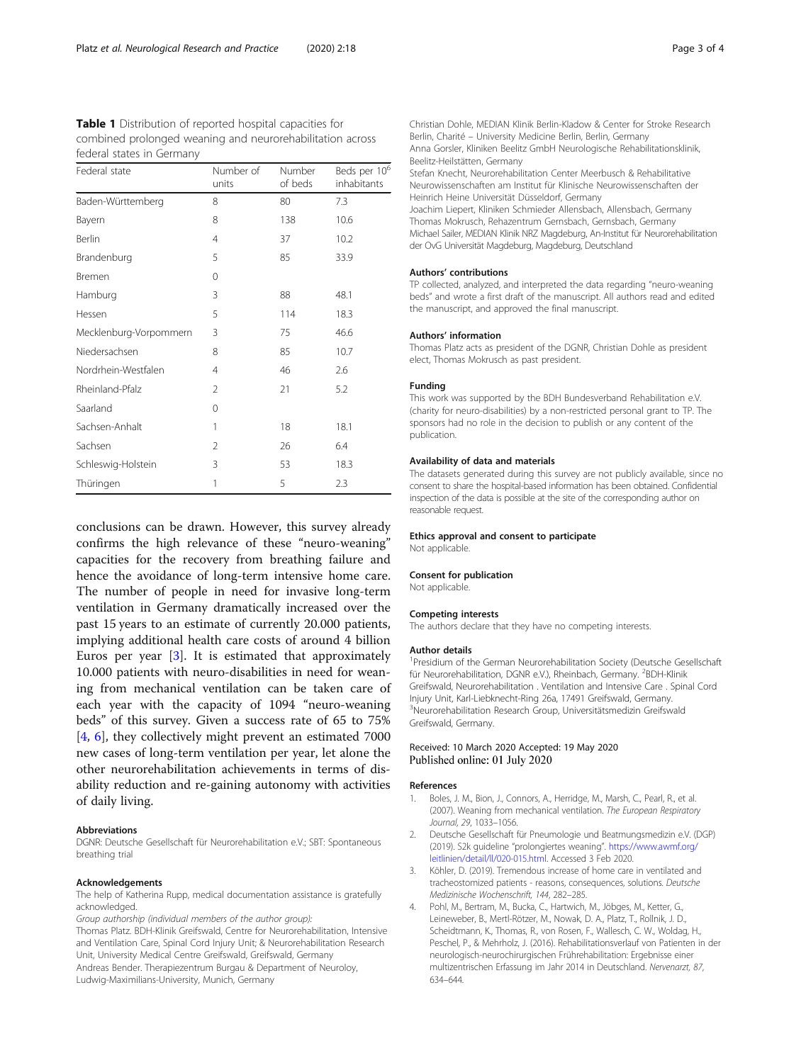**Table 1** Distribution of reported hospital capacities for combined prolonged weaning and neurorehabilitation across federal states in Germany

| Federal state | Number of units | Number of beds | Beds per $10^6$ inhabitants |
|---|---|---|---|
| Baden-Württemberg | 8 | 80 | 7.3 |
| Bayern | 8 | 138 | 10.6 |
| Berlin | 4 | 37 | 10.2 |
| Brandenburg | 5 | 85 | 33.9 |
| Bremen | 0 | | |
| Hamburg | 3 | 88 | 48.1 |
| Hessen | 5 | 114 | 18.3 |
| Mecklenburg-Vorpommern | 3 | 75 | 46.6 |
| Niedersachsen | 8 | 85 | 10.7 |
| Nordrhein-Westfalen | 4 | 46 | 2.6 |
| Rheinland-Pfalz | 2 | 21 | 5.2 |
| Saarland | 0 | | |
| Sachsen-Anhalt | 1 | 18 | 18.1 |
| Sachsen | 2 | 26 | 6.4 |
| Schleswig-Holstein | 3 | 53 | 18.3 |
| Thüringen | 1 | 5 | 2.3 |

conclusions can be drawn. However, this survey already confirms the high relevance of these "neuro-weaning" capacities for the recovery from breathing failure and hence the avoidance of long-term intensive home care. The number of people in need for invasive long-term ventilation in Germany dramatically increased over the past 15 years to an estimate of currently 20.000 patients, implying additional health care costs of around 4 billion Euros per year [3]. It is estimated that approximately 10.000 patients with neuro-disabilities in need for weaning from mechanical ventilation can be taken care of each year with the capacity of 1094 "neuro-weaning beds" of this survey. Given a success rate of 65 to 75% [4, 6], they collectively might prevent an estimated 7000 new cases of long-term ventilation per year, let alone the other neurorehabilitation achievements in terms of disability reduction and re-gaining autonomy with activities of daily living.

### Abbreviations

DGNR: Deutsche Gesellschaft für Neurorehabilitation e.V.; SBT: Spontaneous breathing trial

### Acknowledgements

The help of Katherina Rupp, medical documentation assistance is gratefully acknowledged.

*Group authorship (individual members of the author group):*

Thomas Platz. BDH-Klinik Greifswald, Centre for Neurorehabilitation, Intensive and Ventilation Care, Spinal Cord Injury Unit; & Neurorehabilitation Research Unit, University Medical Centre Greifswald, Greifswald, Germany

Andreas Bender. Therapiezentrum Burgau & Department of Neuroloy, Ludwig-Maximilians-University, Munich, Germany

Christian Dohle, MEDIAN Klinik Berlin-Kladow & Center for Stroke Research Berlin, Charité – University Medicine Berlin, Berlin, Germany

Anna Gorsler, Kliniken Beelitz GmbH Neurologische Rehabilitationsklinik, Beelitz-Heilstätten, Germany

Stefan Knecht, Neurorehabilitation Center Meerbusch & Rehabilitative Neurowissenschaften am Institut für Klinische Neurowissenschaften der Heinrich Heine Universität Düsseldorf, Germany

Joachim Liepert, Kliniken Schmieder Allensbach, Allensbach, Germany

Thomas Mokrusch, Rehazentrum Gernsbach, Gernsbach, Germany

Michael Sailer, MEDIAN Klinik NRZ Magdeburg, An-Institut für Neurorehabilitation der OvG Universität Magdeburg, Magdeburg, Deutschland

### Authors' contributions

TP collected, analyzed, and interpreted the data regarding "neuro-weaning beds" and wrote a first draft of the manuscript. All authors read and edited the manuscript, and approved the final manuscript.

### Authors' information

Thomas Platz acts as president of the DGNR, Christian Dohle as president elect, Thomas Mokrusch as past president.

### Funding

This work was supported by the BDH Bundesverband Rehabilitation e.V. (charity for neuro-disabilities) by a non-restricted personal grant to TP. The sponsors had no role in the decision to publish or any content of the publication.

### Availability of data and materials

The datasets generated during this survey are not publicly available, since no consent to share the hospital-based information has been obtained. Confidential inspection of the data is possible at the site of the corresponding author on reasonable request.

### Ethics approval and consent to participate

Not applicable.

### Consent for publication

Not applicable.

### Competing interests

The authors declare that they have no competing interests.

### Author details

[1]Presidium of the German Neurorehabilitation Society (Deutsche Gesellschaft für Neurorehabilitation, DGNR e.V.), Rheinbach, Germany. [2]BDH-Klinik Greifswald, Neurorehabilitation . Ventilation and Intensive Care . Spinal Cord Injury Unit, Karl-Liebknecht-Ring 26a, 17491 Greifswald, Germany. [3]Neurorehabilitation Research Group, Universitätsmedizin Greifswald Greifswald, Germany.

Received: 10 March 2020 Accepted: 19 May 2020
Published online: 01 July 2020

### References

1. Boles, J. M., Bion, J., Connors, A., Herridge, M., Marsh, C., Pearl, R., et al. (2007). Weaning from mechanical ventilation. *The European Respiratory Journal, 29*, 1033–1056.
2. Deutsche Gesellschaft für Pneumologie und Beatmungsmedizin e.V. (DGP) (2019). S2k guideline "prolongiertes weaning". https://www.awmf.org/leitlinien/detail/ll/020-015.html. Accessed 3 Feb 2020.
3. Köhler, D. (2019). Tremendous increase of home care in ventilated and tracheostomized patients - reasons, consequences, solutions. *Deutsche Medizinische Wochenschrift, 144*, 282–285.
4. Pohl, M., Bertram, M., Bucka, C., Hartwich, M., Jöbges, M., Ketter, G., Leineweber, B., Mertl-Rötzer, M., Nowak, D. A., Platz, T., Rollnik, J. D., Scheidtmann, K., Thomas, R., von Rosen, F., Wallesch, C. W., Woldag, H., Peschel, P., & Mehrholz, J. (2016). Rehabilitationsverlauf von Patienten in der neurologisch-neurochirurgischen Frührehabilitation: Ergebnisse einer multizentrischen Erfassung im Jahr 2014 in Deutschland. *Nervenarzt, 87*, 634–644.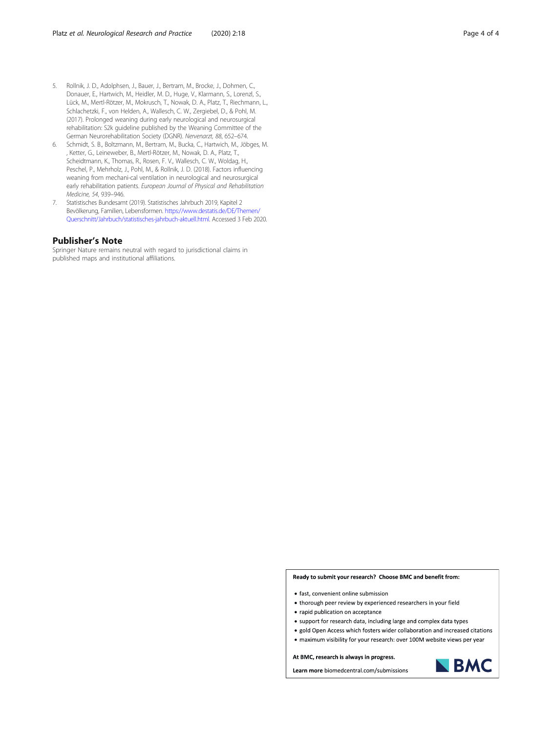5. Rollnik, J. D., Adolphsen, J., Bauer, J., Bertram, M., Brocke, J., Dohmen, C., Donauer, E., Hartwich, M., Heidler, M. D., Huge, V., Klarmann, S., Lorenzl, S., Lück, M., Mertl-Rötzer, M., Mokrusch, T., Nowak, D. A., Platz, T., Riechmann, L., Schlachetzki, F., von Helden, A., Wallesch, C. W., Zergiebel, D., & Pohl, M. (2017). Prolonged weaning during early neurological and neurosurgical rehabilitation: S2k guideline published by the Weaning Committee of the German Neurorehabilitation Society (DGNR). *Nervenarzt, 88*, 652–674.
6. Schmidt, S. B., Boltzmann, M., Bertram, M., Bucka, C., Hartwich, M., Jöbges, M. , Ketter, G., Leineweber, B., Mertl-Rötzer, M., Nowak, D. A., Platz, T., Scheidtmann, K., Thomas, R., Rosen, F. V., Wallesch, C. W., Woldag, H., Peschel, P., Mehrholz, J., Pohl, M., & Rollnik, J. D. (2018). Factors influencing weaning from mechani-cal ventilation in neurological and neurosurgical early rehabilitation patients. *European Journal of Physical and Rehabilitation Medicine, 54*, 939–946.
7. Statistisches Bundesamt (2019). Statistisches Jahrbuch 2019, Kapitel 2 Bevölkerung, Familien, Lebensformen. https://www.destatis.de/DE/Themen/Querschnitt/Jahrbuch/statistisches-jahrbuch-aktuell.html. Accessed 3 Feb 2020.

## Publisher's Note

Springer Nature remains neutral with regard to jurisdictional claims in published maps and institutional affiliations.

**Ready to submit your research? Choose BMC and benefit from:**

- fast, convenient online submission
- thorough peer review by experienced researchers in your field
- rapid publication on acceptance
- support for research data, including large and complex data types
- gold Open Access which fosters wider collaboration and increased citations
- maximum visibility for your research: over 100M website views per year

**At BMC, research is always in progress.**

**Learn more** biomedcentral.com/submissions